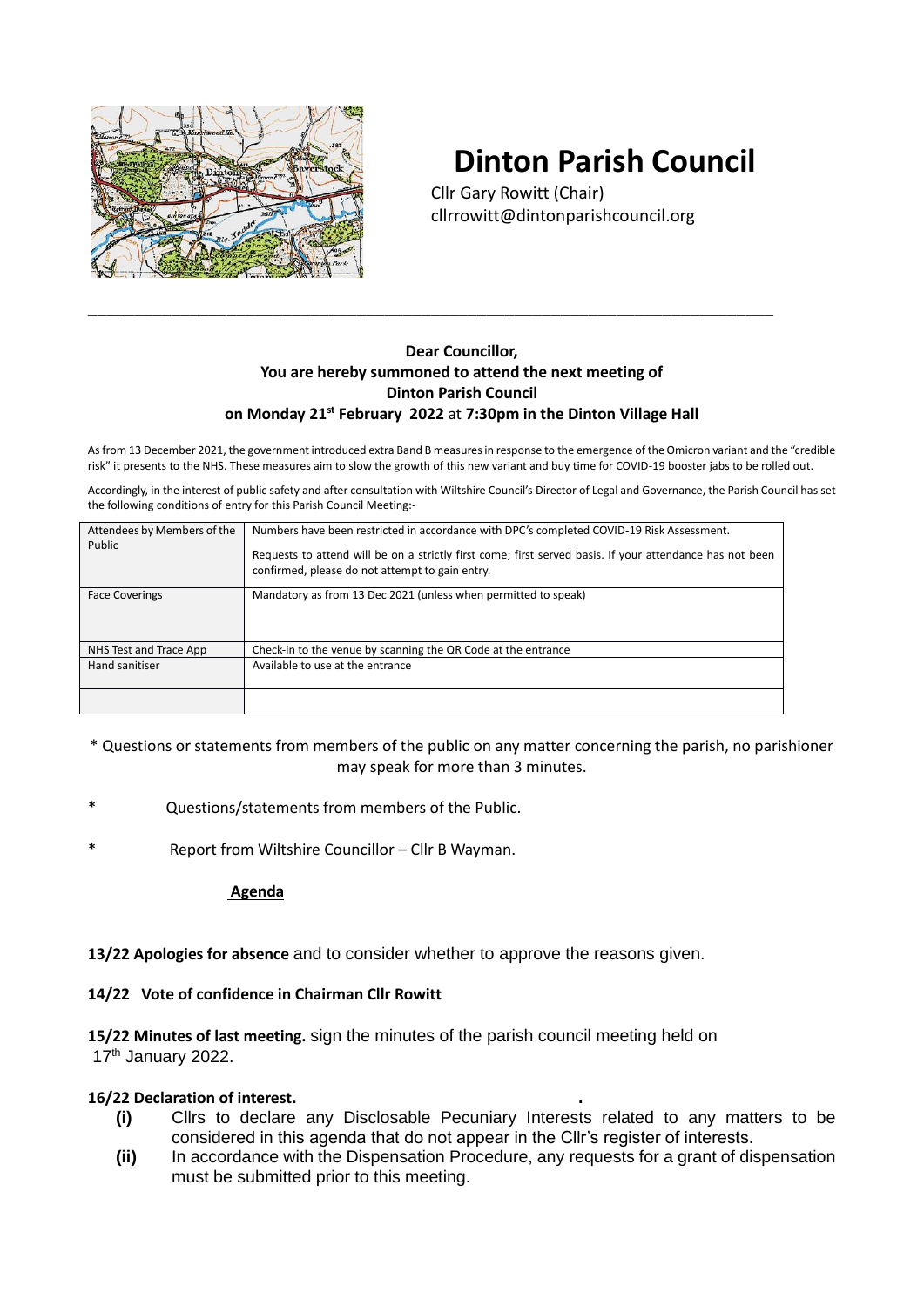# Dinton Parish Council

Cllr Gary Rowitt (Chair)
cllrrowitt@dintonparishcouncil.org

---

**Dear Councillor,**
**You are hereby summoned to attend the next meeting of**
**Dinton Parish Council**
**on Monday 21st February 2022 at 7:30pm in the Dinton Village Hall**

As from 13 December 2021, the government introduced extra Band B measures in response to the emergence of the Omicron variant and the "credible risk" it presents to the NHS. These measures aim to slow the growth of this new variant and buy time for COVID-19 booster jabs to be rolled out.

Accordingly, in the interest of public safety and after consultation with Wiltshire Council's Director of Legal and Governance, the Parish Council has set the following conditions of entry for this Parish Council Meeting:-

| | |
|---|---|
| Attendees by Members of the Public | Numbers have been restricted in accordance with DPC's completed COVID-19 Risk Assessment. Requests to attend will be on a strictly first come; first served basis. If your attendance has not been confirmed, please do not attempt to gain entry. |
| Face Coverings | Mandatory as from 13 Dec 2021 (unless when permitted to speak) |
| NHS Test and Trace App | Check-in to the venue by scanning the QR Code at the entrance |
| Hand sanitiser | Available to use at the entrance |
| | |

\* Questions or statements from members of the public on any matter concerning the parish, no parishioner may speak for more than 3 minutes.

\* Questions/statements from members of the Public.

\* Report from Wiltshire Councillor – Cllr B Wayman.

**Agenda**

**13/22 Apologies for absence** and to consider whether to approve the reasons given.

**14/22 Vote of confidence in Chairman Cllr Rowitt**

**15/22 Minutes of last meeting.** sign the minutes of the parish council meeting held on 17th January 2022.

**16/22 Declaration of interest.**

- **(i)** Cllrs to declare any Disclosable Pecuniary Interests related to any matters to be considered in this agenda that do not appear in the Cllr's register of interests.
- **(ii)** In accordance with the Dispensation Procedure, any requests for a grant of dispensation must be submitted prior to this meeting.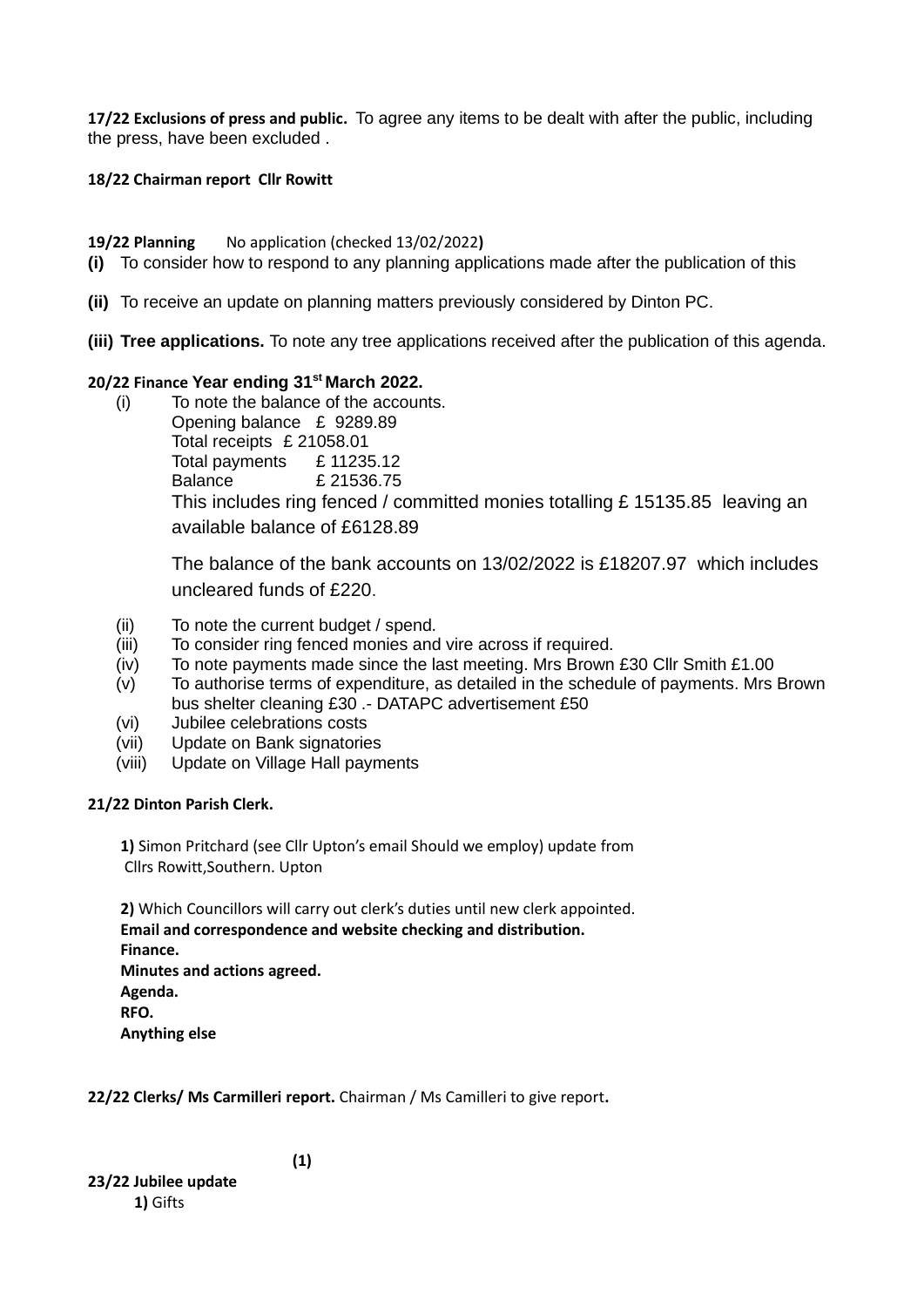**17/22 Exclusions of press and public.** To agree any items to be dealt with after the public, including the press, have been excluded .

**18/22 Chairman report Cllr Rowitt**

**19/22 Planning** No application (checked 13/02/2022**)**

**(i)** To consider how to respond to any planning applications made after the publication of this

**(ii)** To receive an update on planning matters previously considered by Dinton PC.

**(iii) Tree applications.** To note any tree applications received after the publication of this agenda.

**20/22 Finance Year ending 31st March 2022.**

(i) To note the balance of the accounts.
Opening balance £ 9289.89
Total receipts £ 21058.01
Total payments £ 11235.12
Balance £ 21536.75
This includes ring fenced / committed monies totalling £ 15135.85 leaving an available balance of £6128.89

The balance of the bank accounts on 13/02/2022 is £18207.97 which includes uncleared funds of £220.

(ii) To note the current budget / spend.
(iii) To consider ring fenced monies and vire across if required.
(iv) To note payments made since the last meeting. Mrs Brown £30 Cllr Smith £1.00
(v) To authorise terms of expenditure, as detailed in the schedule of payments. Mrs Brown bus shelter cleaning £30 .- DATAPC advertisement £50
(vi) Jubilee celebrations costs
(vii) Update on Bank signatories
(viii) Update on Village Hall payments

**21/22 Dinton Parish Clerk.**

**1)** Simon Pritchard (see Cllr Upton's email Should we employ) update from Cllrs Rowitt,Southern. Upton

**2)** Which Councillors will carry out clerk's duties until new clerk appointed.
**Email and correspondence and website checking and distribution.**
**Finance.**
**Minutes and actions agreed.**
**Agenda.**
**RFO.**
**Anything else**

**22/22 Clerks/ Ms Carmilleri report.** Chairman / Ms Camilleri to give report**.**

**(1)**

**23/22 Jubilee update**

**1)** Gifts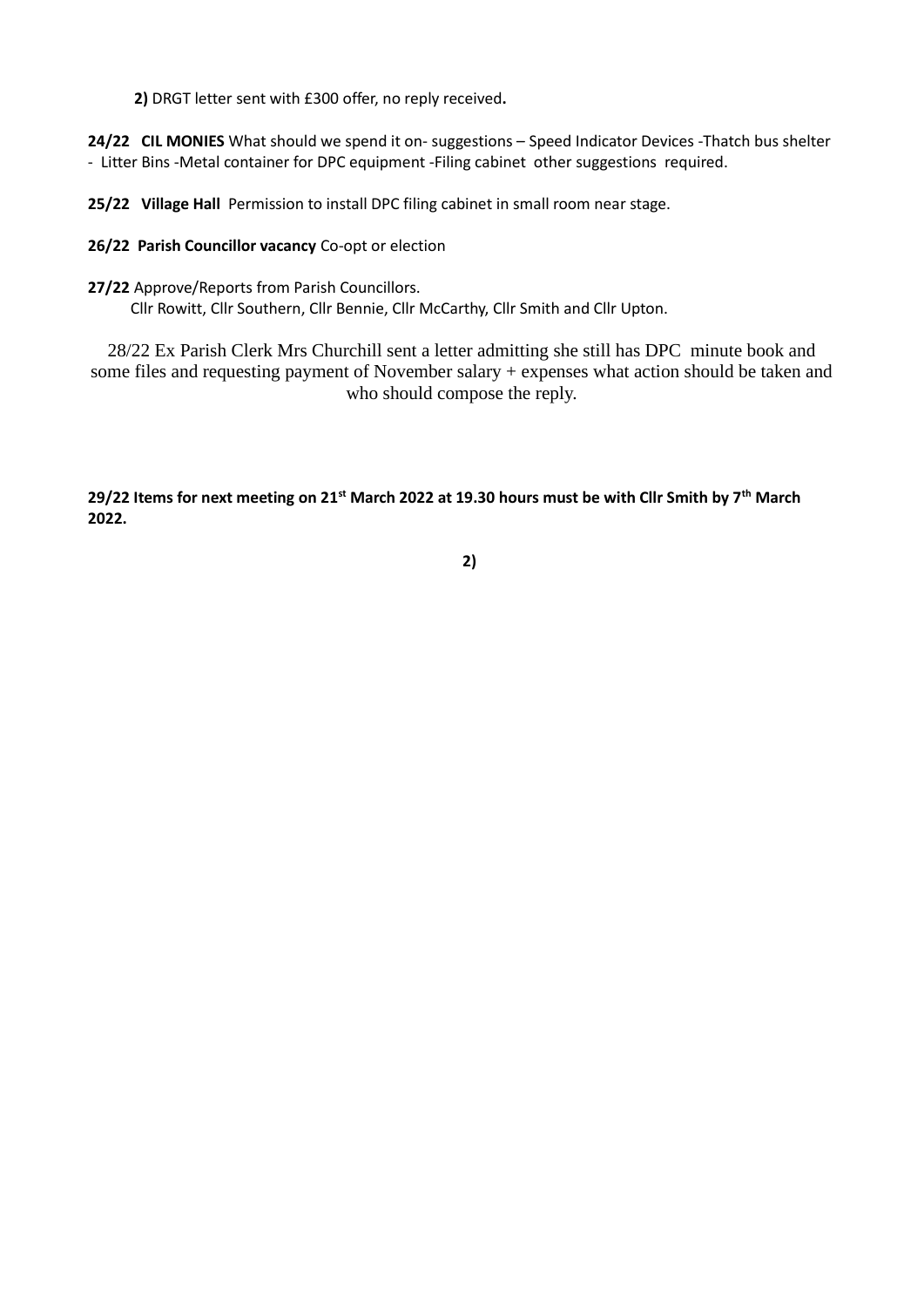**2)** DRGT letter sent with £300 offer, no reply received**.**

**24/22 CIL MONIES** What should we spend it on- suggestions – Speed Indicator Devices -Thatch bus shelter - Litter Bins -Metal container for DPC equipment -Filing cabinet other suggestions required.

**25/22 Village Hall** Permission to install DPC filing cabinet in small room near stage.

**26/22 Parish Councillor vacancy** Co-opt or election

**27/22** Approve/Reports from Parish Councillors.
Cllr Rowitt, Cllr Southern, Cllr Bennie, Cllr McCarthy, Cllr Smith and Cllr Upton.

28/22 Ex Parish Clerk Mrs Churchill sent a letter admitting she still has DPC minute book and some files and requesting payment of November salary + expenses what action should be taken and who should compose the reply.

**29/22 Items for next meeting on 21st March 2022 at 19.30 hours must be with Cllr Smith by 7th March 2022.**